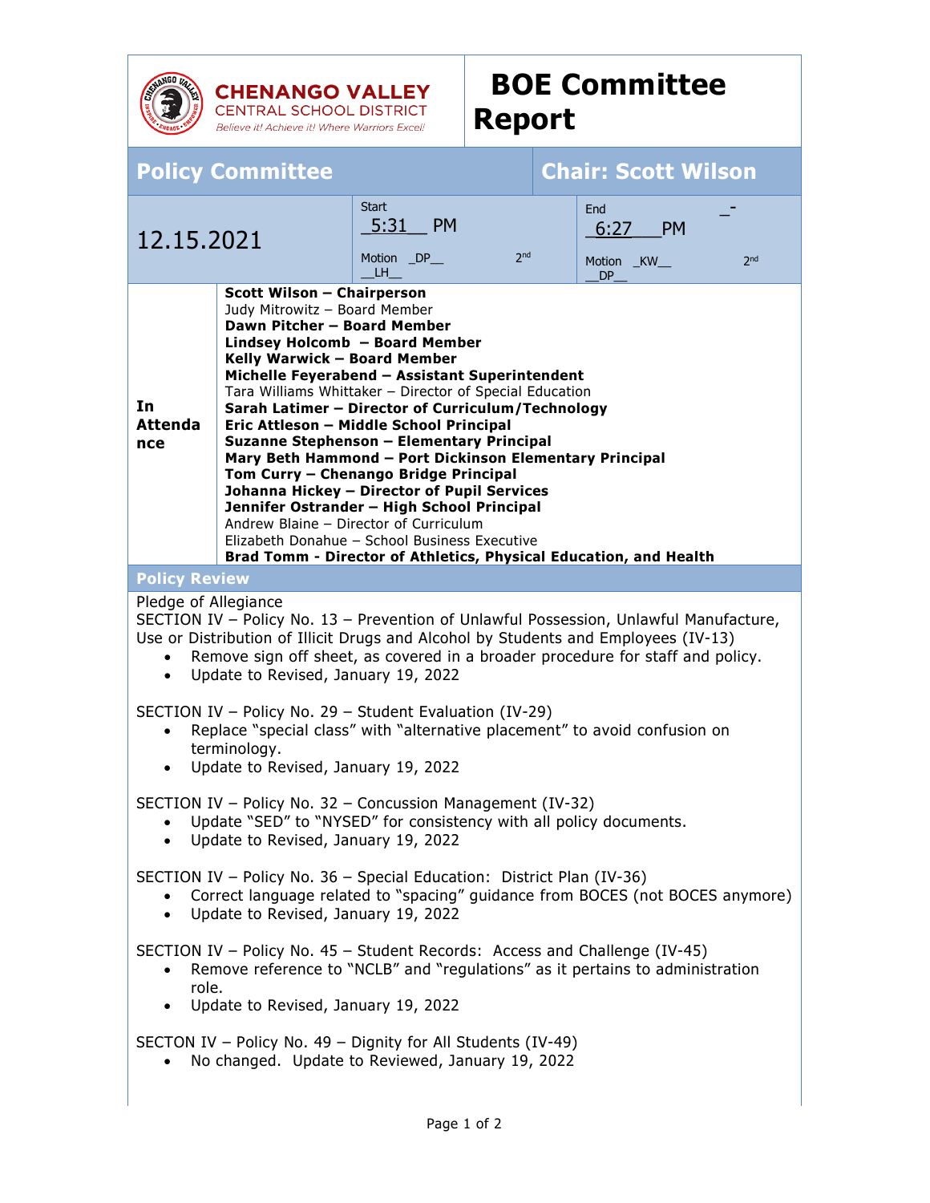**CHENANGO VALLEY**
CENTRAL SCHOOL DISTRICT
*Believe it! Achieve it! Where Warriors Excel!*

# BOE Committee Report

## Policy Committee — Chair: Scott Wilson

| 12.15.2021 | Start 5:31 PM<br>Motion _DP_ 2nd _LH_ | End 6:27 PM<br>Motion _KW_ 2nd _DP_ |
|---|---|---|

**In Attendance**

- **Scott Wilson – Chairperson**
- Judy Mitrowitz – Board Member
- **Dawn Pitcher – Board Member**
- **Lindsey Holcomb – Board Member**
- **Kelly Warwick – Board Member**
- **Michelle Feyerabend – Assistant Superintendent**
- Tara Williams Whittaker – Director of Special Education
- **Sarah Latimer – Director of Curriculum/Technology**
- **Eric Attleson – Middle School Principal**
- **Suzanne Stephenson – Elementary Principal**
- **Mary Beth Hammond – Port Dickinson Elementary Principal**
- **Tom Curry – Chenango Bridge Principal**
- **Johanna Hickey – Director of Pupil Services**
- **Jennifer Ostrander – High School Principal**
- Andrew Blaine – Director of Curriculum
- Elizabeth Donahue – School Business Executive
- **Brad Tomm - Director of Athletics, Physical Education, and Health**

### Policy Review

Pledge of Allegiance

SECTION IV – Policy No. 13 – Prevention of Unlawful Possession, Unlawful Manufacture, Use or Distribution of Illicit Drugs and Alcohol by Students and Employees (IV-13)

- Remove sign off sheet, as covered in a broader procedure for staff and policy.
- Update to Revised, January 19, 2022

SECTION IV – Policy No. 29 – Student Evaluation (IV-29)

- Replace "special class" with "alternative placement" to avoid confusion on terminology.
- Update to Revised, January 19, 2022

SECTION IV – Policy No. 32 – Concussion Management (IV-32)

- Update "SED" to "NYSED" for consistency with all policy documents.
- Update to Revised, January 19, 2022

SECTION IV – Policy No. 36 – Special Education: District Plan (IV-36)

- Correct language related to "spacing" guidance from BOCES (not BOCES anymore)
- Update to Revised, January 19, 2022

SECTION IV – Policy No. 45 – Student Records: Access and Challenge (IV-45)

- Remove reference to "NCLB" and "regulations" as it pertains to administration role.
- Update to Revised, January 19, 2022

SECTON IV – Policy No. 49 – Dignity for All Students (IV-49)

- No changed. Update to Reviewed, January 19, 2022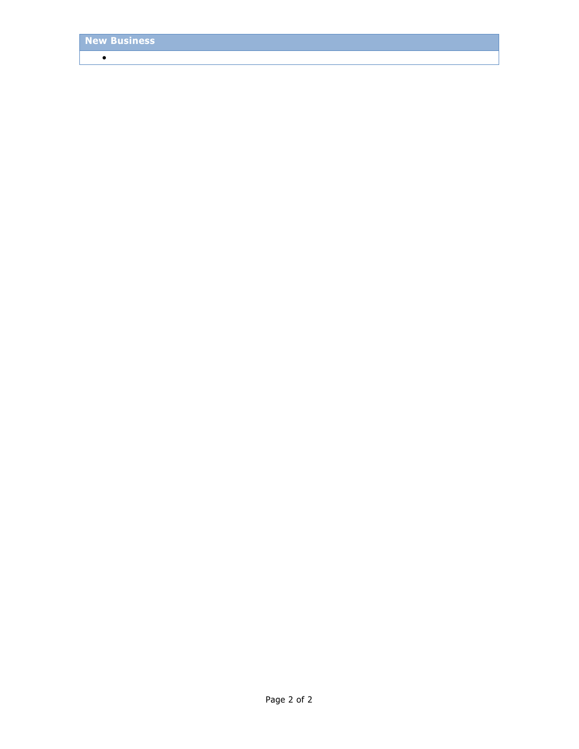| New Business |
| --- |
| • |